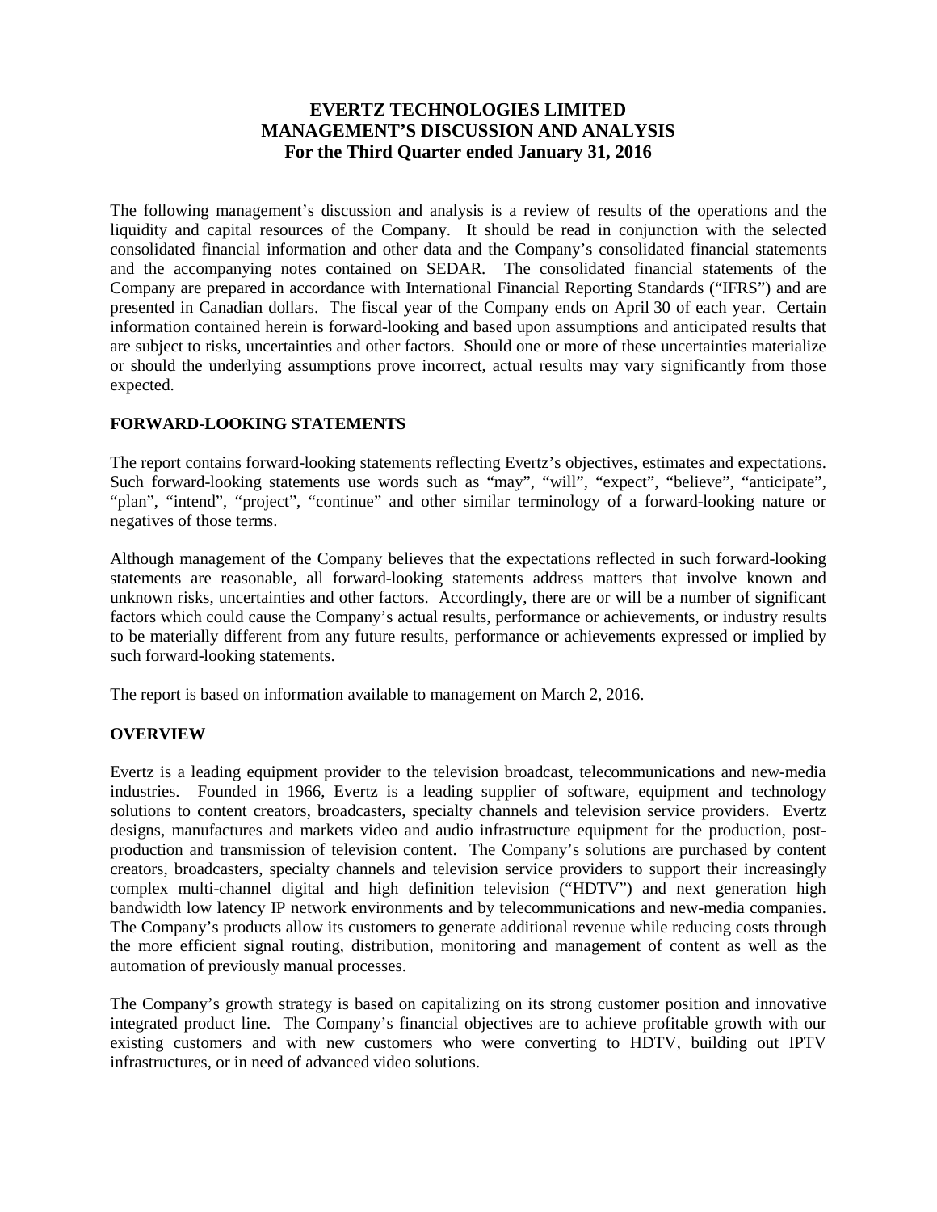# EVERTZ TECHNOLOGIES LIMITED
# MANAGEMENT'S DISCUSSION AND ANALYSIS
## For the Third Quarter ended January 31, 2016

The following management's discussion and analysis is a review of results of the operations and the liquidity and capital resources of the Company. It should be read in conjunction with the selected consolidated financial information and other data and the Company's consolidated financial statements and the accompanying notes contained on SEDAR. The consolidated financial statements of the Company are prepared in accordance with International Financial Reporting Standards ("IFRS") and are presented in Canadian dollars. The fiscal year of the Company ends on April 30 of each year. Certain information contained herein is forward-looking and based upon assumptions and anticipated results that are subject to risks, uncertainties and other factors. Should one or more of these uncertainties materialize or should the underlying assumptions prove incorrect, actual results may vary significantly from those expected.

## FORWARD-LOOKING STATEMENTS

The report contains forward-looking statements reflecting Evertz's objectives, estimates and expectations. Such forward-looking statements use words such as "may", "will", "expect", "believe", "anticipate", "plan", "intend", "project", "continue" and other similar terminology of a forward-looking nature or negatives of those terms.

Although management of the Company believes that the expectations reflected in such forward-looking statements are reasonable, all forward-looking statements address matters that involve known and unknown risks, uncertainties and other factors. Accordingly, there are or will be a number of significant factors which could cause the Company's actual results, performance or achievements, or industry results to be materially different from any future results, performance or achievements expressed or implied by such forward-looking statements.

The report is based on information available to management on March 2, 2016.

## OVERVIEW

Evertz is a leading equipment provider to the television broadcast, telecommunications and new-media industries. Founded in 1966, Evertz is a leading supplier of software, equipment and technology solutions to content creators, broadcasters, specialty channels and television service providers. Evertz designs, manufactures and markets video and audio infrastructure equipment for the production, post-production and transmission of television content. The Company's solutions are purchased by content creators, broadcasters, specialty channels and television service providers to support their increasingly complex multi-channel digital and high definition television ("HDTV") and next generation high bandwidth low latency IP network environments and by telecommunications and new-media companies. The Company's products allow its customers to generate additional revenue while reducing costs through the more efficient signal routing, distribution, monitoring and management of content as well as the automation of previously manual processes.

The Company's growth strategy is based on capitalizing on its strong customer position and innovative integrated product line. The Company's financial objectives are to achieve profitable growth with our existing customers and with new customers who were converting to HDTV, building out IPTV infrastructures, or in need of advanced video solutions.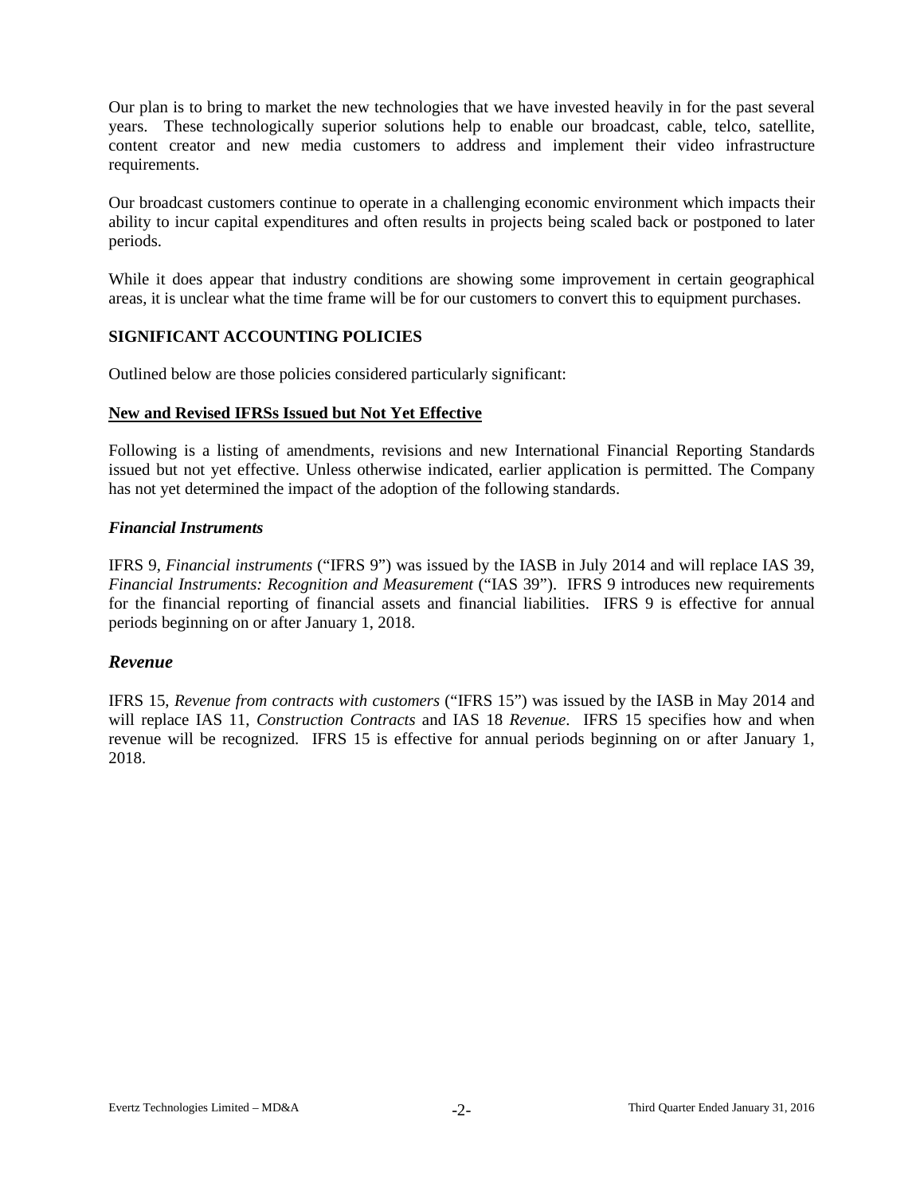Our plan is to bring to market the new technologies that we have invested heavily in for the past several years. These technologically superior solutions help to enable our broadcast, cable, telco, satellite, content creator and new media customers to address and implement their video infrastructure requirements.

Our broadcast customers continue to operate in a challenging economic environment which impacts their ability to incur capital expenditures and often results in projects being scaled back or postponed to later periods.

While it does appear that industry conditions are showing some improvement in certain geographical areas, it is unclear what the time frame will be for our customers to convert this to equipment purchases.

## SIGNIFICANT ACCOUNTING POLICIES

Outlined below are those policies considered particularly significant:

### New and Revised IFRSs Issued but Not Yet Effective

Following is a listing of amendments, revisions and new International Financial Reporting Standards issued but not yet effective. Unless otherwise indicated, earlier application is permitted. The Company has not yet determined the impact of the adoption of the following standards.

#### *Financial Instruments*

IFRS 9, *Financial instruments* ("IFRS 9") was issued by the IASB in July 2014 and will replace IAS 39, *Financial Instruments: Recognition and Measurement* ("IAS 39"). IFRS 9 introduces new requirements for the financial reporting of financial assets and financial liabilities. IFRS 9 is effective for annual periods beginning on or after January 1, 2018.

#### *Revenue*

IFRS 15, *Revenue from contracts with customers* ("IFRS 15") was issued by the IASB in May 2014 and will replace IAS 11, *Construction Contracts* and IAS 18 *Revenue*. IFRS 15 specifies how and when revenue will be recognized. IFRS 15 is effective for annual periods beginning on or after January 1, 2018.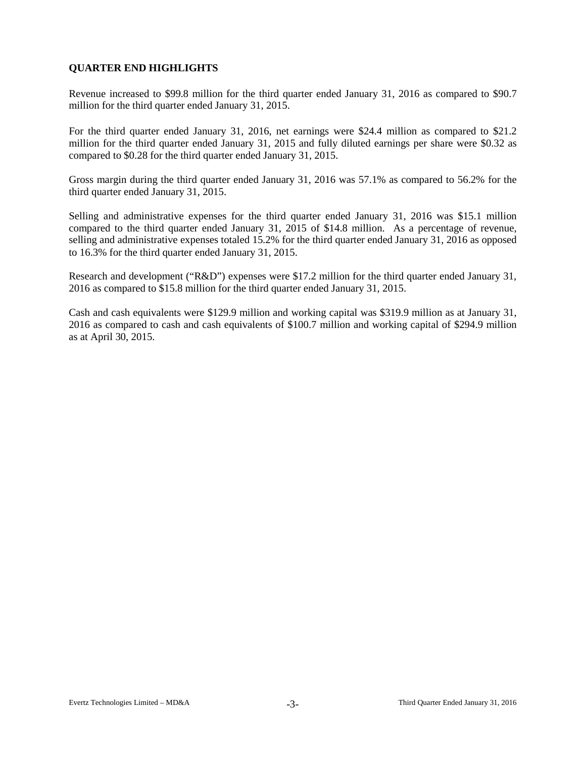## QUARTER END HIGHLIGHTS

Revenue increased to $99.8 million for the third quarter ended January 31, 2016 as compared to $90.7 million for the third quarter ended January 31, 2015.

For the third quarter ended January 31, 2016, net earnings were $24.4 million as compared to $21.2 million for the third quarter ended January 31, 2015 and fully diluted earnings per share were $0.32 as compared to $0.28 for the third quarter ended January 31, 2015.

Gross margin during the third quarter ended January 31, 2016 was 57.1% as compared to 56.2% for the third quarter ended January 31, 2015.

Selling and administrative expenses for the third quarter ended January 31, 2016 was $15.1 million compared to the third quarter ended January 31, 2015 of $14.8 million. As a percentage of revenue, selling and administrative expenses totaled 15.2% for the third quarter ended January 31, 2016 as opposed to 16.3% for the third quarter ended January 31, 2015.

Research and development ("R&D") expenses were $17.2 million for the third quarter ended January 31, 2016 as compared to $15.8 million for the third quarter ended January 31, 2015.

Cash and cash equivalents were $129.9 million and working capital was $319.9 million as at January 31, 2016 as compared to cash and cash equivalents of $100.7 million and working capital of $294.9 million as at April 30, 2015.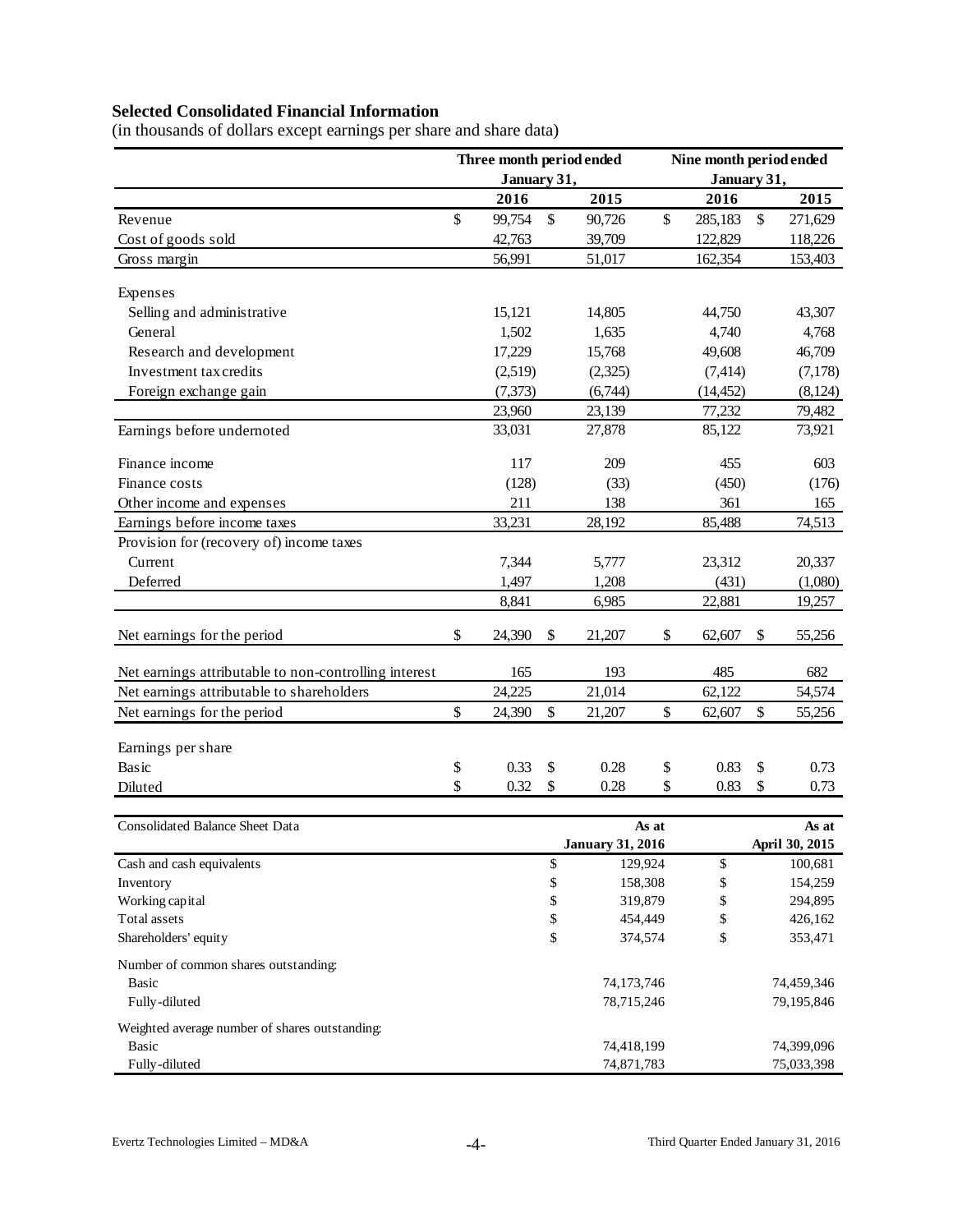## Selected Consolidated Financial Information

(in thousands of dollars except earnings per share and share data)

| | Three month period ended January 31, | | Nine month period ended January 31, | |
|---|---|---|---|---|
| | 2016 | 2015 | 2016 | 2015 |
| Revenue | $ 99,754 | $ 90,726 | $ 285,183 | $ 271,629 |
| Cost of goods sold | 42,763 | 39,709 | 122,829 | 118,226 |
| Gross margin | 56,991 | 51,017 | 162,354 | 153,403 |
| Expenses | | | | |
| Selling and administrative | 15,121 | 14,805 | 44,750 | 43,307 |
| General | 1,502 | 1,635 | 4,740 | 4,768 |
| Research and development | 17,229 | 15,768 | 49,608 | 46,709 |
| Investment tax credits | (2,519) | (2,325) | (7,414) | (7,178) |
| Foreign exchange gain | (7,373) | (6,744) | (14,452) | (8,124) |
| | 23,960 | 23,139 | 77,232 | 79,482 |
| Earnings before undernoted | 33,031 | 27,878 | 85,122 | 73,921 |
| Finance income | 117 | 209 | 455 | 603 |
| Finance costs | (128) | (33) | (450) | (176) |
| Other income and expenses | 211 | 138 | 361 | 165 |
| Earnings before income taxes | 33,231 | 28,192 | 85,488 | 74,513 |
| Provision for (recovery of) income taxes | | | | |
| Current | 7,344 | 5,777 | 23,312 | 20,337 |
| Deferred | 1,497 | 1,208 | (431) | (1,080) |
| | 8,841 | 6,985 | 22,881 | 19,257 |
| Net earnings for the period | $ 24,390 | $ 21,207 | $ 62,607 | $ 55,256 |
| Net earnings attributable to non-controlling interest | 165 | 193 | 485 | 682 |
| Net earnings attributable to shareholders | 24,225 | 21,014 | 62,122 | 54,574 |
| Net earnings for the period | $ 24,390 | $ 21,207 | $ 62,607 | $ 55,256 |
| Earnings per share | | | | |
| Basic | $ 0.33 | $ 0.28 | $ 0.83 | $ 0.73 |
| Diluted | $ 0.32 | $ 0.28 | $ 0.83 | $ 0.73 |

| Consolidated Balance Sheet Data | As at January 31, 2016 | As at April 30, 2015 |
|---|---|---|
| Cash and cash equivalents | $ 129,924 | $ 100,681 |
| Inventory | $ 158,308 | $ 154,259 |
| Working capital | $ 319,879 | $ 294,895 |
| Total assets | $ 454,449 | $ 426,162 |
| Shareholders' equity | $ 374,574 | $ 353,471 |
| Number of common shares outstanding: | | |
| Basic | 74,173,746 | 74,459,346 |
| Fully-diluted | 78,715,246 | 79,195,846 |
| Weighted average number of shares outstanding: | | |
| Basic | 74,418,199 | 74,399,096 |
| Fully-diluted | 74,871,783 | 75,033,398 |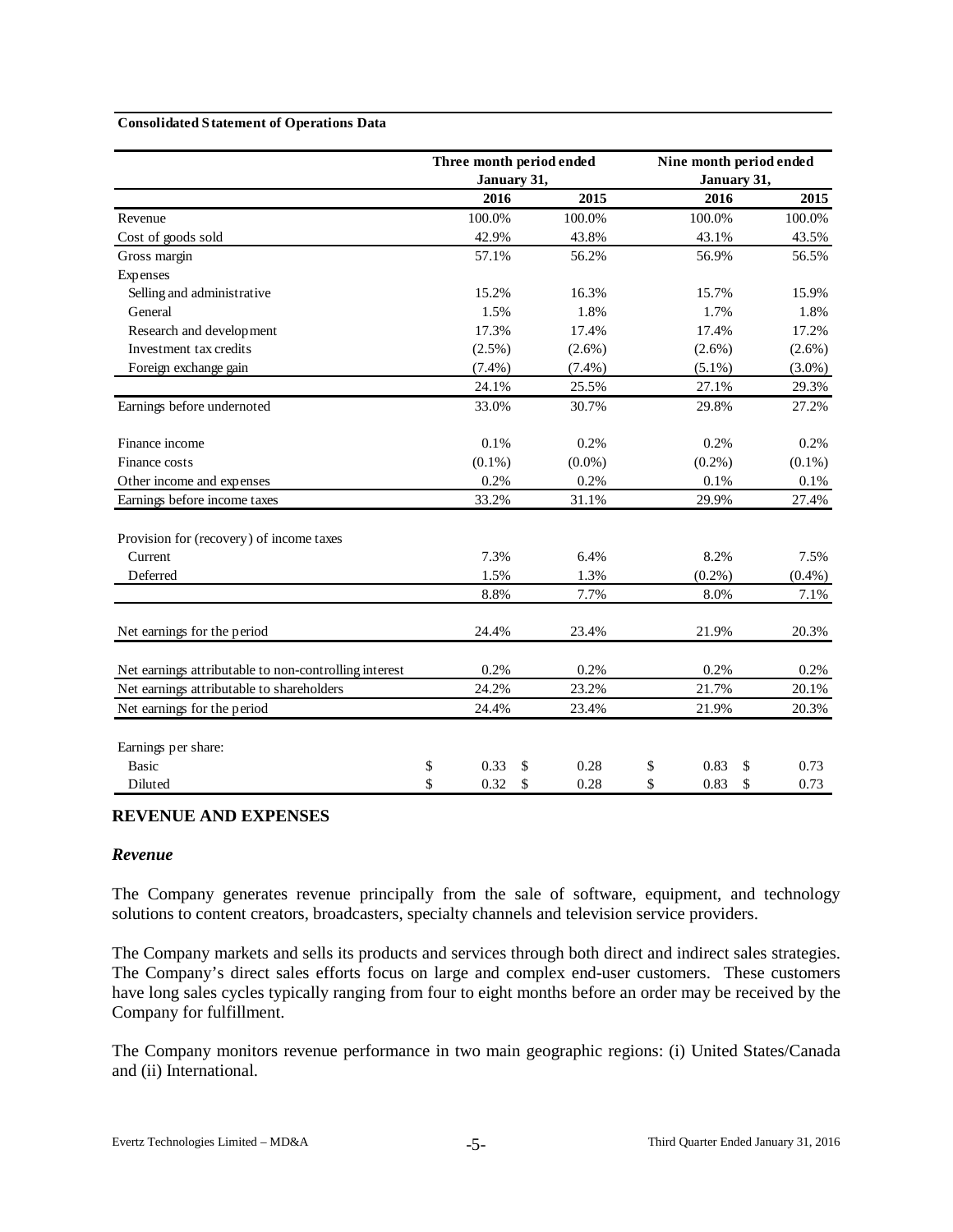**Consolidated Statement of Operations Data**

| | Three month period ended January 31, | | Nine month period ended January 31, | |
|---|---|---|---|---|
| | 2016 | 2015 | 2016 | 2015 |
| Revenue | 100.0% | 100.0% | 100.0% | 100.0% |
| Cost of goods sold | 42.9% | 43.8% | 43.1% | 43.5% |
| Gross margin | 57.1% | 56.2% | 56.9% | 56.5% |
| Expenses | | | | |
| Selling and administrative | 15.2% | 16.3% | 15.7% | 15.9% |
| General | 1.5% | 1.8% | 1.7% | 1.8% |
| Research and development | 17.3% | 17.4% | 17.4% | 17.2% |
| Investment tax credits | (2.5%) | (2.6%) | (2.6%) | (2.6%) |
| Foreign exchange gain | (7.4%) | (7.4%) | (5.1%) | (3.0%) |
| | 24.1% | 25.5% | 27.1% | 29.3% |
| Earnings before undernoted | 33.0% | 30.7% | 29.8% | 27.2% |
| Finance income | 0.1% | 0.2% | 0.2% | 0.2% |
| Finance costs | (0.1%) | (0.0%) | (0.2%) | (0.1%) |
| Other income and expenses | 0.2% | 0.2% | 0.1% | 0.1% |
| Earnings before income taxes | 33.2% | 31.1% | 29.9% | 27.4% |
| Provision for (recovery) of income taxes | | | | |
| Current | 7.3% | 6.4% | 8.2% | 7.5% |
| Deferred | 1.5% | 1.3% | (0.2%) | (0.4%) |
| | 8.8% | 7.7% | 8.0% | 7.1% |
| Net earnings for the period | 24.4% | 23.4% | 21.9% | 20.3% |
| Net earnings attributable to non-controlling interest | 0.2% | 0.2% | 0.2% | 0.2% |
| Net earnings attributable to shareholders | 24.2% | 23.2% | 21.7% | 20.1% |
| Net earnings for the period | 24.4% | 23.4% | 21.9% | 20.3% |
| Earnings per share: | | | | |
| Basic | $ 0.33 | $ 0.28 | $ 0.83 | $ 0.73 |
| Diluted | $ 0.32 | $ 0.28 | $ 0.83 | $ 0.73 |

## REVENUE AND EXPENSES

### *Revenue*

The Company generates revenue principally from the sale of software, equipment, and technology solutions to content creators, broadcasters, specialty channels and television service providers.

The Company markets and sells its products and services through both direct and indirect sales strategies. The Company's direct sales efforts focus on large and complex end-user customers. These customers have long sales cycles typically ranging from four to eight months before an order may be received by the Company for fulfillment.

The Company monitors revenue performance in two main geographic regions: (i) United States/Canada and (ii) International.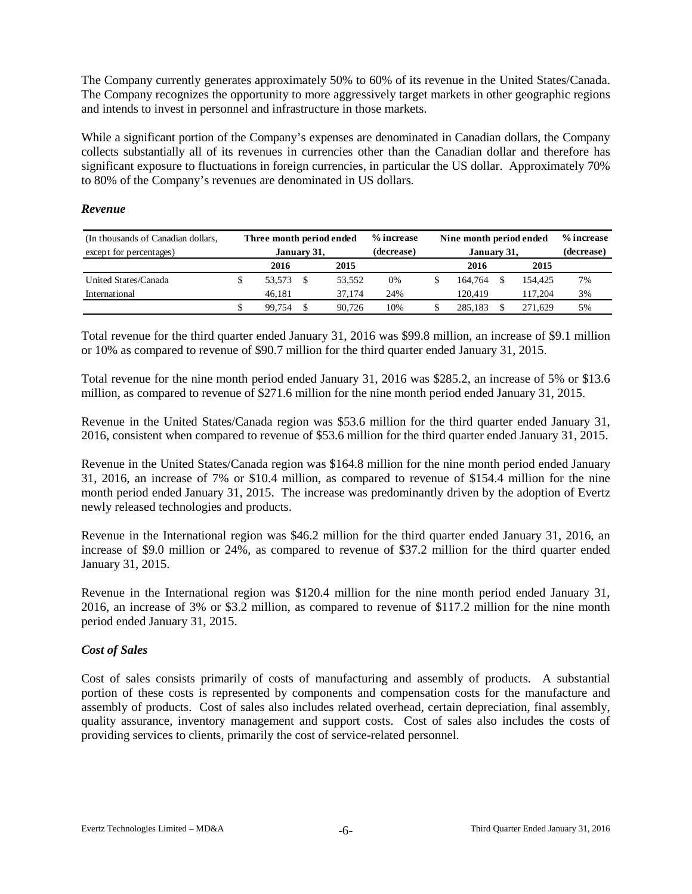The Company currently generates approximately 50% to 60% of its revenue in the United States/Canada. The Company recognizes the opportunity to more aggressively target markets in other geographic regions and intends to invest in personnel and infrastructure in those markets.

While a significant portion of the Company's expenses are denominated in Canadian dollars, the Company collects substantially all of its revenues in currencies other than the Canadian dollar and therefore has significant exposure to fluctuations in foreign currencies, in particular the US dollar. Approximately 70% to 80% of the Company's revenues are denominated in US dollars.

### *Revenue*

| (In thousands of Canadian dollars, except for percentages) | Three month period ended January 31, | | % increase (decrease) | Nine month period ended January 31, | | % increase (decrease) |
|---|---|---|---|---|---|---|
| | 2016 | 2015 | | 2016 | 2015 | |
| United States/Canada | $ 53,573 | $ 53,552 | 0% | $ 164,764 | $ 154,425 | 7% |
| International | 46,181 | 37,174 | 24% | 120,419 | 117,204 | 3% |
| | $ 99,754 | $ 90,726 | 10% | $ 285,183 | $ 271,629 | 5% |

Total revenue for the third quarter ended January 31, 2016 was $99.8 million, an increase of $9.1 million or 10% as compared to revenue of $90.7 million for the third quarter ended January 31, 2015.

Total revenue for the nine month period ended January 31, 2016 was $285.2, an increase of 5% or $13.6 million, as compared to revenue of $271.6 million for the nine month period ended January 31, 2015.

Revenue in the United States/Canada region was $53.6 million for the third quarter ended January 31, 2016, consistent when compared to revenue of $53.6 million for the third quarter ended January 31, 2015.

Revenue in the United States/Canada region was $164.8 million for the nine month period ended January 31, 2016, an increase of 7% or $10.4 million, as compared to revenue of $154.4 million for the nine month period ended January 31, 2015. The increase was predominantly driven by the adoption of Evertz newly released technologies and products.

Revenue in the International region was $46.2 million for the third quarter ended January 31, 2016, an increase of $9.0 million or 24%, as compared to revenue of $37.2 million for the third quarter ended January 31, 2015.

Revenue in the International region was $120.4 million for the nine month period ended January 31, 2016, an increase of 3% or $3.2 million, as compared to revenue of $117.2 million for the nine month period ended January 31, 2015.

### *Cost of Sales*

Cost of sales consists primarily of costs of manufacturing and assembly of products. A substantial portion of these costs is represented by components and compensation costs for the manufacture and assembly of products. Cost of sales also includes related overhead, certain depreciation, final assembly, quality assurance, inventory management and support costs. Cost of sales also includes the costs of providing services to clients, primarily the cost of service-related personnel.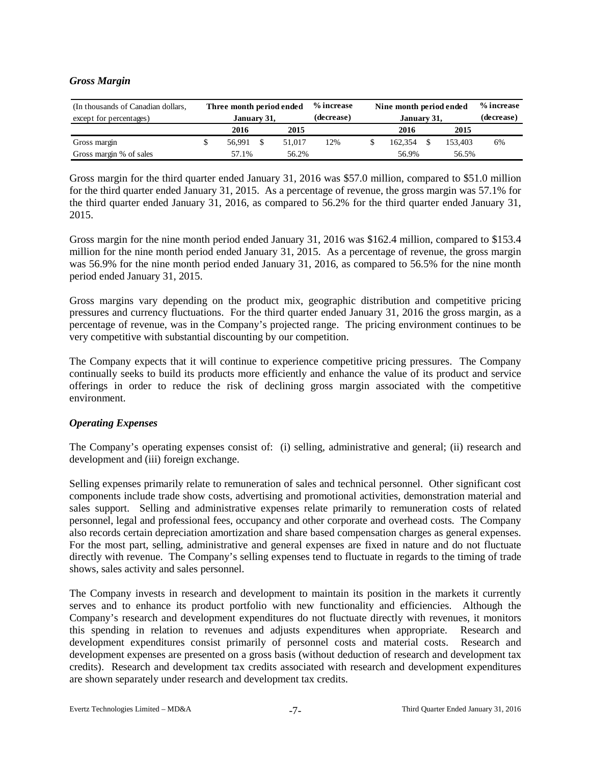### *Gross Margin*

| (In thousands of Canadian dollars, except for percentages) | Three month period ended January 31, | | % increase (decrease) | Nine month period ended January 31, | | % increase (decrease) |
|---|---|---|---|---|---|---|
| | 2016 | 2015 | | 2016 | 2015 | |
| Gross margin | $ 56,991 | $ 51,017 | 12% | $ 162,354 | $ 153,403 | 6% |
| Gross margin % of sales | 57.1% | 56.2% | | 56.9% | 56.5% | |

Gross margin for the third quarter ended January 31, 2016 was $57.0 million, compared to $51.0 million for the third quarter ended January 31, 2015. As a percentage of revenue, the gross margin was 57.1% for the third quarter ended January 31, 2016, as compared to 56.2% for the third quarter ended January 31, 2015.

Gross margin for the nine month period ended January 31, 2016 was $162.4 million, compared to $153.4 million for the nine month period ended January 31, 2015. As a percentage of revenue, the gross margin was 56.9% for the nine month period ended January 31, 2016, as compared to 56.5% for the nine month period ended January 31, 2015.

Gross margins vary depending on the product mix, geographic distribution and competitive pricing pressures and currency fluctuations. For the third quarter ended January 31, 2016 the gross margin, as a percentage of revenue, was in the Company's projected range. The pricing environment continues to be very competitive with substantial discounting by our competition.

The Company expects that it will continue to experience competitive pricing pressures. The Company continually seeks to build its products more efficiently and enhance the value of its product and service offerings in order to reduce the risk of declining gross margin associated with the competitive environment.

### *Operating Expenses*

The Company's operating expenses consist of: (i) selling, administrative and general; (ii) research and development and (iii) foreign exchange.

Selling expenses primarily relate to remuneration of sales and technical personnel. Other significant cost components include trade show costs, advertising and promotional activities, demonstration material and sales support. Selling and administrative expenses relate primarily to remuneration costs of related personnel, legal and professional fees, occupancy and other corporate and overhead costs. The Company also records certain depreciation amortization and share based compensation charges as general expenses. For the most part, selling, administrative and general expenses are fixed in nature and do not fluctuate directly with revenue. The Company's selling expenses tend to fluctuate in regards to the timing of trade shows, sales activity and sales personnel.

The Company invests in research and development to maintain its position in the markets it currently serves and to enhance its product portfolio with new functionality and efficiencies. Although the Company's research and development expenditures do not fluctuate directly with revenues, it monitors this spending in relation to revenues and adjusts expenditures when appropriate. Research and development expenditures consist primarily of personnel costs and material costs. Research and development expenses are presented on a gross basis (without deduction of research and development tax credits). Research and development tax credits associated with research and development expenditures are shown separately under research and development tax credits.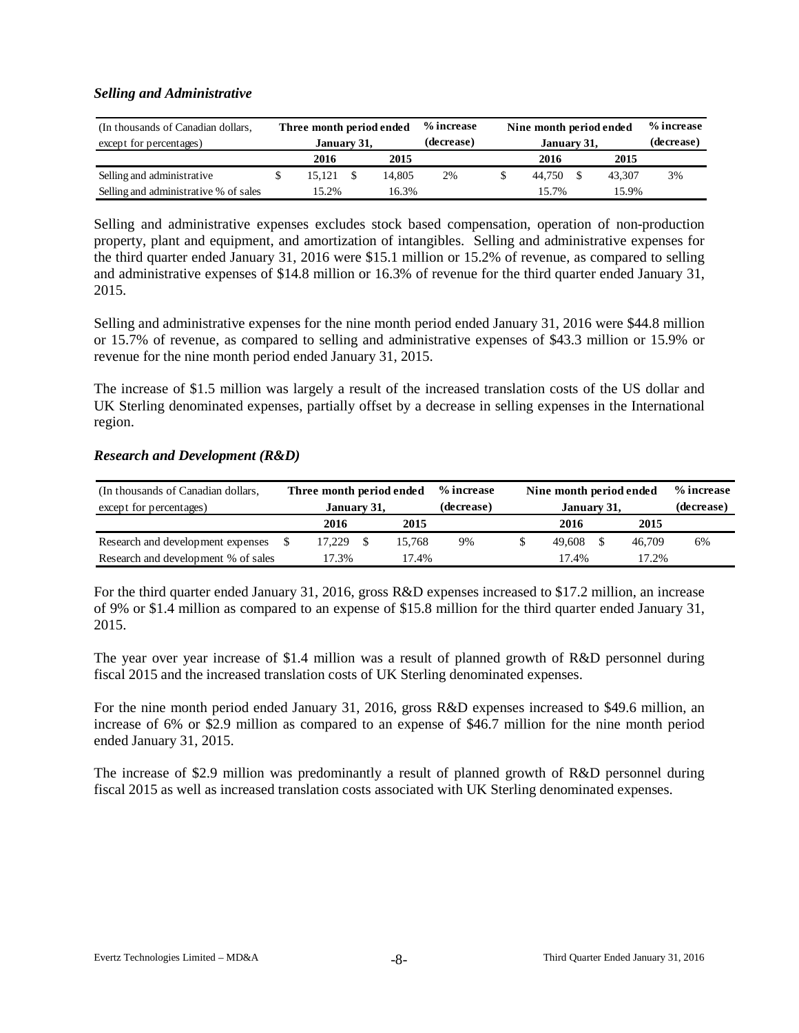### *Selling and Administrative*

| (In thousands of Canadian dollars, except for percentages) | Three month period ended January 31, | | % increase (decrease) | Nine month period ended January 31, | | % increase (decrease) |
|---|---|---|---|---|---|---|
| | 2016 | 2015 | | 2016 | 2015 | |
| Selling and administrative | $ 15,121 | $ 14,805 | 2% | $ 44,750 | $ 43,307 | 3% |
| Selling and administrative % of sales | 15.2% | 16.3% | | 15.7% | 15.9% | |

Selling and administrative expenses excludes stock based compensation, operation of non-production property, plant and equipment, and amortization of intangibles. Selling and administrative expenses for the third quarter ended January 31, 2016 were $15.1 million or 15.2% of revenue, as compared to selling and administrative expenses of $14.8 million or 16.3% of revenue for the third quarter ended January 31, 2015.

Selling and administrative expenses for the nine month period ended January 31, 2016 were $44.8 million or 15.7% of revenue, as compared to selling and administrative expenses of $43.3 million or 15.9% or revenue for the nine month period ended January 31, 2015.

The increase of $1.5 million was largely a result of the increased translation costs of the US dollar and UK Sterling denominated expenses, partially offset by a decrease in selling expenses in the International region.

### *Research and Development (R&D)*

| (In thousands of Canadian dollars, except for percentages) | Three month period ended January 31, | | % increase (decrease) | Nine month period ended January 31, | | % increase (decrease) |
|---|---|---|---|---|---|---|
| | 2016 | 2015 | | 2016 | 2015 | |
| Research and development expenses | $ 17,229 | $ 15,768 | 9% | $ 49,608 | $ 46,709 | 6% |
| Research and development % of sales | 17.3% | 17.4% | | 17.4% | 17.2% | |

For the third quarter ended January 31, 2016, gross R&D expenses increased to $17.2 million, an increase of 9% or $1.4 million as compared to an expense of $15.8 million for the third quarter ended January 31, 2015.

The year over year increase of $1.4 million was a result of planned growth of R&D personnel during fiscal 2015 and the increased translation costs of UK Sterling denominated expenses.

For the nine month period ended January 31, 2016, gross R&D expenses increased to $49.6 million, an increase of 6% or $2.9 million as compared to an expense of $46.7 million for the nine month period ended January 31, 2015.

The increase of $2.9 million was predominantly a result of planned growth of R&D personnel during fiscal 2015 as well as increased translation costs associated with UK Sterling denominated expenses.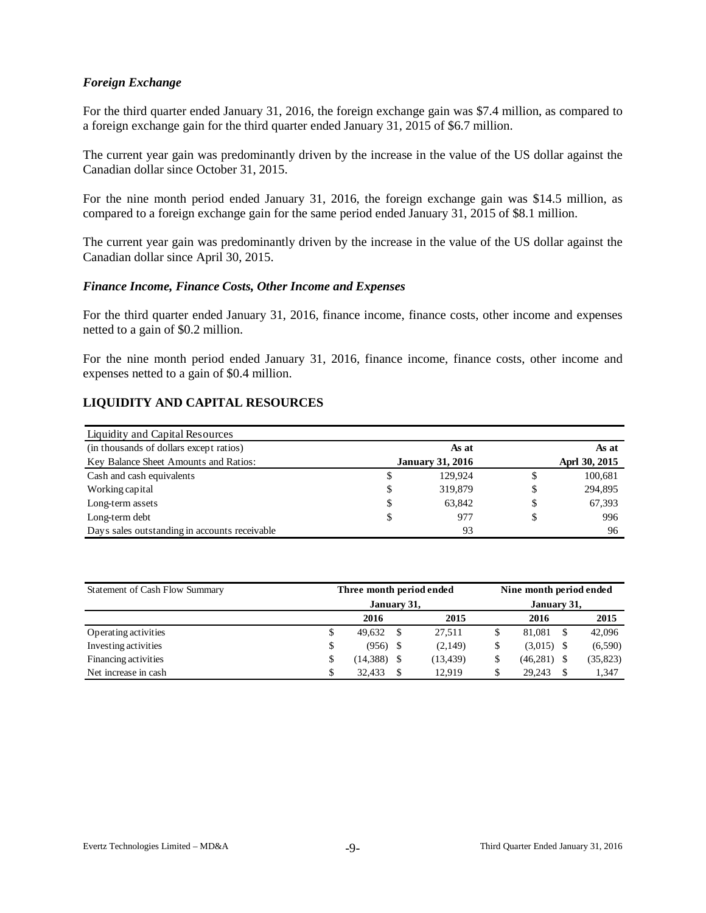### *Foreign Exchange*

For the third quarter ended January 31, 2016, the foreign exchange gain was $7.4 million, as compared to a foreign exchange gain for the third quarter ended January 31, 2015 of $6.7 million.

The current year gain was predominantly driven by the increase in the value of the US dollar against the Canadian dollar since October 31, 2015.

For the nine month period ended January 31, 2016, the foreign exchange gain was $14.5 million, as compared to a foreign exchange gain for the same period ended January 31, 2015 of $8.1 million.

The current year gain was predominantly driven by the increase in the value of the US dollar against the Canadian dollar since April 30, 2015.

### *Finance Income, Finance Costs, Other Income and Expenses*

For the third quarter ended January 31, 2016, finance income, finance costs, other income and expenses netted to a gain of $0.2 million.

For the nine month period ended January 31, 2016, finance income, finance costs, other income and expenses netted to a gain of $0.4 million.

## LIQUIDITY AND CAPITAL RESOURCES

| Liquidity and Capital Resources | | |
|---|---|---|
| (in thousands of dollars except ratios) | As at | As at |
| Key Balance Sheet Amounts and Ratios: | January 31, 2016 | Aprl 30, 2015 |
| Cash and cash equivalents | $ 129,924 | $ 100,681 |
| Working capital | $ 319,879 | $ 294,895 |
| Long-term assets | $ 63,842 | $ 67,393 |
| Long-term debt | $ 977 | $ 996 |
| Days sales outstanding in accounts receivable | 93 | 96 |

| Statement of Cash Flow Summary | Three month period ended January 31, | | Nine month period ended January 31, | |
|---|---|---|---|---|
| | 2016 | 2015 | 2016 | 2015 |
| Operating activities | $ 49,632 | $ 27,511 | $ 81,081 | $ 42,096 |
| Investing activities | $ (956) | $ (2,149) | $ (3,015) | $ (6,590) |
| Financing activities | $ (14,388) | $ (13,439) | $ (46,281) | $ (35,823) |
| Net increase in cash | $ 32,433 | $ 12,919 | $ 29,243 | $ 1,347 |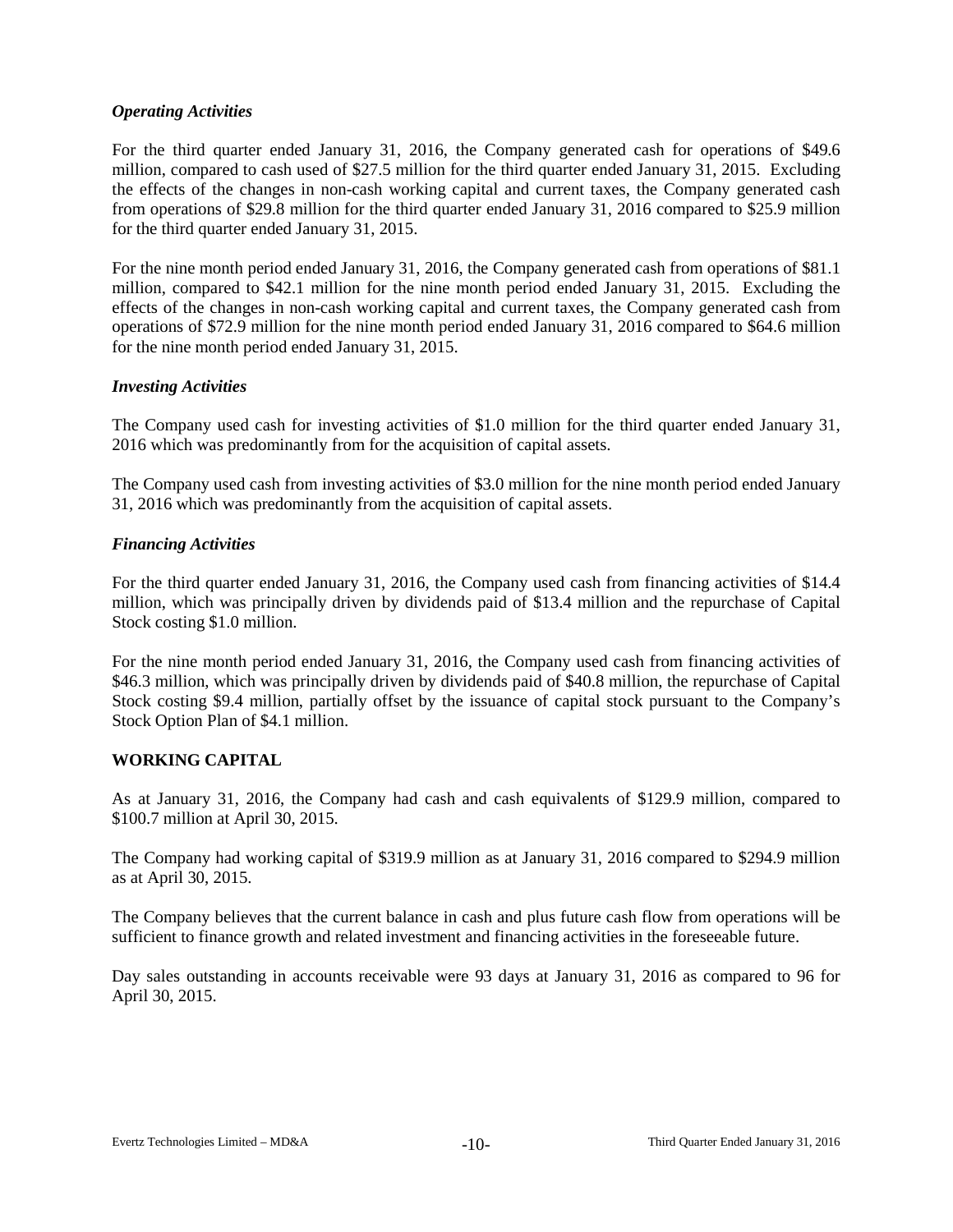### *Operating Activities*

For the third quarter ended January 31, 2016, the Company generated cash for operations of $49.6 million, compared to cash used of $27.5 million for the third quarter ended January 31, 2015. Excluding the effects of the changes in non-cash working capital and current taxes, the Company generated cash from operations of $29.8 million for the third quarter ended January 31, 2016 compared to $25.9 million for the third quarter ended January 31, 2015.

For the nine month period ended January 31, 2016, the Company generated cash from operations of $81.1 million, compared to $42.1 million for the nine month period ended January 31, 2015. Excluding the effects of the changes in non-cash working capital and current taxes, the Company generated cash from operations of $72.9 million for the nine month period ended January 31, 2016 compared to $64.6 million for the nine month period ended January 31, 2015.

### *Investing Activities*

The Company used cash for investing activities of $1.0 million for the third quarter ended January 31, 2016 which was predominantly from for the acquisition of capital assets.

The Company used cash from investing activities of $3.0 million for the nine month period ended January 31, 2016 which was predominantly from the acquisition of capital assets.

### *Financing Activities*

For the third quarter ended January 31, 2016, the Company used cash from financing activities of $14.4 million, which was principally driven by dividends paid of $13.4 million and the repurchase of Capital Stock costing $1.0 million.

For the nine month period ended January 31, 2016, the Company used cash from financing activities of $46.3 million, which was principally driven by dividends paid of $40.8 million, the repurchase of Capital Stock costing $9.4 million, partially offset by the issuance of capital stock pursuant to the Company's Stock Option Plan of $4.1 million.

## WORKING CAPITAL

As at January 31, 2016, the Company had cash and cash equivalents of $129.9 million, compared to $100.7 million at April 30, 2015.

The Company had working capital of $319.9 million as at January 31, 2016 compared to $294.9 million as at April 30, 2015.

The Company believes that the current balance in cash and plus future cash flow from operations will be sufficient to finance growth and related investment and financing activities in the foreseeable future.

Day sales outstanding in accounts receivable were 93 days at January 31, 2016 as compared to 96 for April 30, 2015.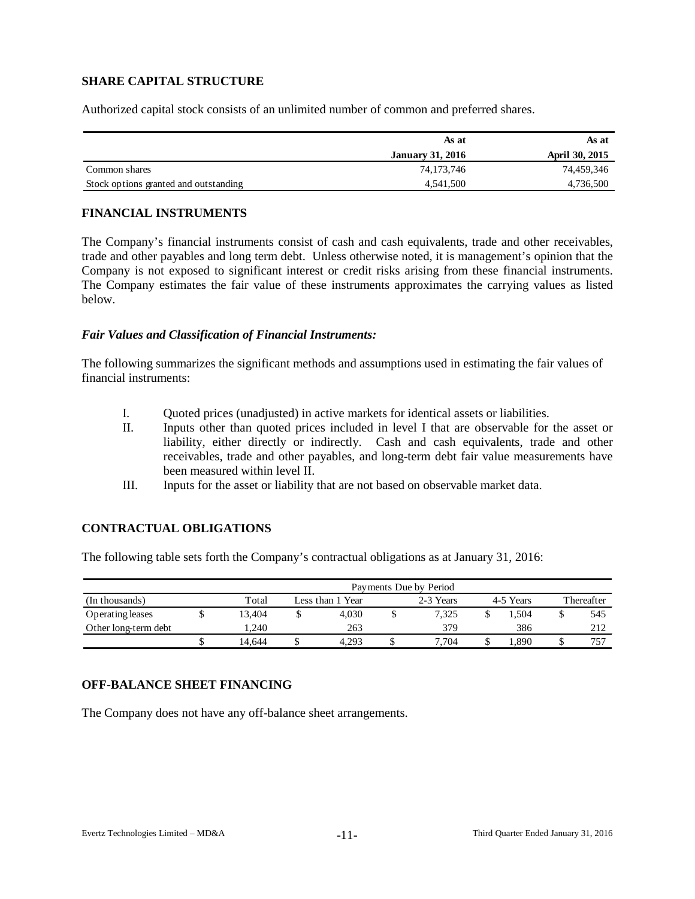## SHARE CAPITAL STRUCTURE

Authorized capital stock consists of an unlimited number of common and preferred shares.

| | As at<br>January 31, 2016 | As at<br>April 30, 2015 |
|---|---|---|
| Common shares | 74,173,746 | 74,459,346 |
| Stock options granted and outstanding | 4,541,500 | 4,736,500 |

## FINANCIAL INSTRUMENTS

The Company's financial instruments consist of cash and cash equivalents, trade and other receivables, trade and other payables and long term debt. Unless otherwise noted, it is management's opinion that the Company is not exposed to significant interest or credit risks arising from these financial instruments. The Company estimates the fair value of these instruments approximates the carrying values as listed below.

### *Fair Values and Classification of Financial Instruments:*

The following summarizes the significant methods and assumptions used in estimating the fair values of financial instruments:

I. Quoted prices (unadjusted) in active markets for identical assets or liabilities.

II. Inputs other than quoted prices included in level I that are observable for the asset or liability, either directly or indirectly. Cash and cash equivalents, trade and other receivables, trade and other payables, and long-term debt fair value measurements have been measured within level II.

III. Inputs for the asset or liability that are not based on observable market data.

## CONTRACTUAL OBLIGATIONS

The following table sets forth the Company's contractual obligations as at January 31, 2016:

| | Payments Due by Period | | | | |
|---|---|---|---|---|---|
| (In thousands) | Total | Less than 1 Year | 2-3 Years | 4-5 Years | Thereafter |
| Operating leases | $ 13,404 | $ 4,030 | $ 7,325 | $ 1,504 | $ 545 |
| Other long-term debt | 1,240 | 263 | 379 | 386 | 212 |
| | $ 14,644 | $ 4,293 | $ 7,704 | $ 1,890 | $ 757 |

## OFF-BALANCE SHEET FINANCING

The Company does not have any off-balance sheet arrangements.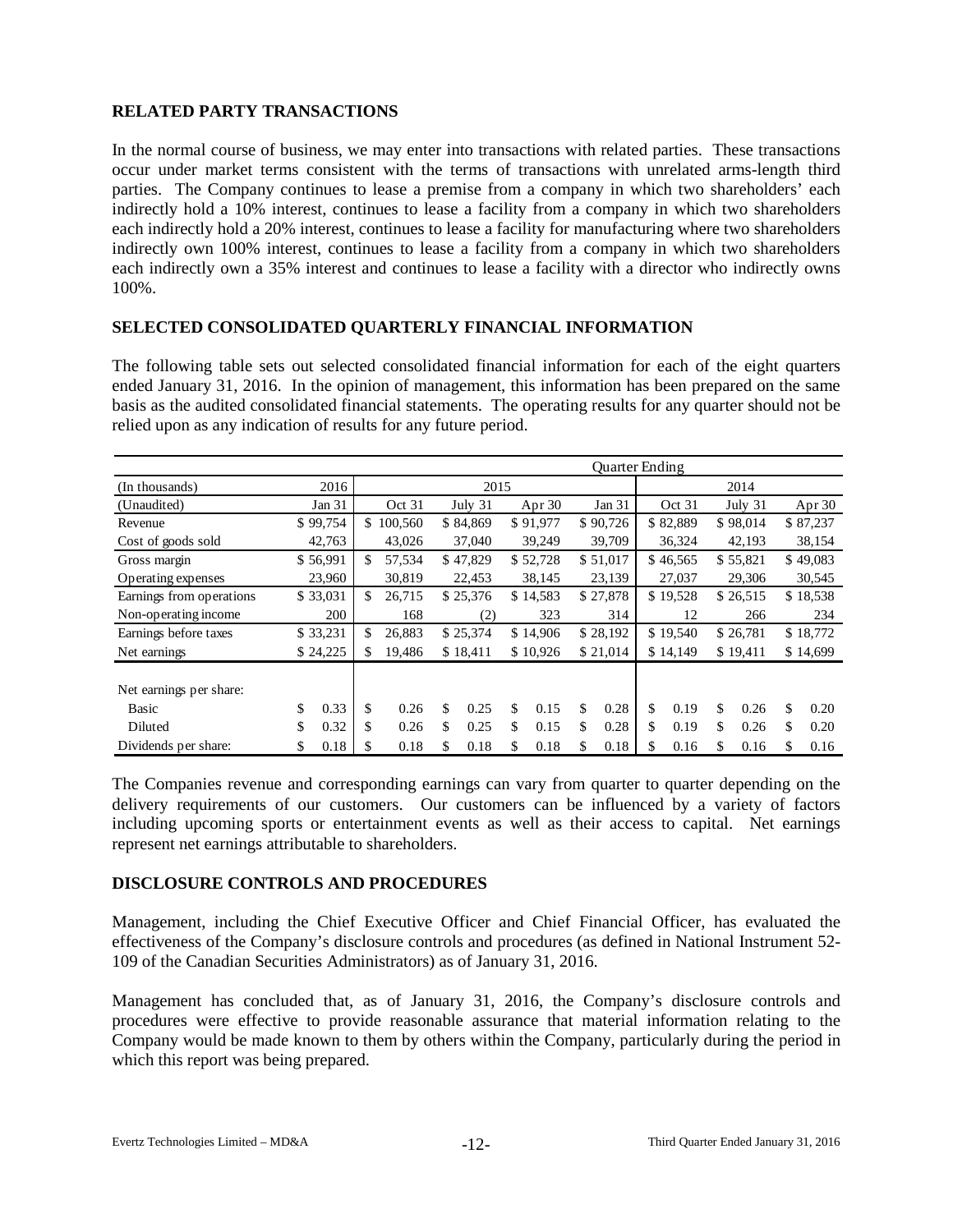## RELATED PARTY TRANSACTIONS

In the normal course of business, we may enter into transactions with related parties. These transactions occur under market terms consistent with the terms of transactions with unrelated arms-length third parties. The Company continues to lease a premise from a company in which two shareholders' each indirectly hold a 10% interest, continues to lease a facility from a company in which two shareholders each indirectly hold a 20% interest, continues to lease a facility for manufacturing where two shareholders indirectly own 100% interest, continues to lease a facility from a company in which two shareholders each indirectly own a 35% interest and continues to lease a facility with a director who indirectly owns 100%.

## SELECTED CONSOLIDATED QUARTERLY FINANCIAL INFORMATION

The following table sets out selected consolidated financial information for each of the eight quarters ended January 31, 2016. In the opinion of management, this information has been prepared on the same basis as the audited consolidated financial statements. The operating results for any quarter should not be relied upon as any indication of results for any future period.

| | Quarter Ending | | | | | | | |
|---|---|---|---|---|---|---|---|---|
| (In thousands) | 2016 | 2015 | | | | 2014 | | |
| (Unaudited) | Jan 31 | Oct 31 | July 31 | Apr 30 | Jan 31 | Oct 31 | July 31 | Apr 30 |
| Revenue | $ 99,754 | $ 100,560 | $ 84,869 | $ 91,977 | $ 90,726 | $ 82,889 | $ 98,014 | $ 87,237 |
| Cost of goods sold | 42,763 | 43,026 | 37,040 | 39,249 | 39,709 | 36,324 | 42,193 | 38,154 |
| Gross margin | $ 56,991 | $ 57,534 | $ 47,829 | $ 52,728 | $ 51,017 | $ 46,565 | $ 55,821 | $ 49,083 |
| Operating expenses | 23,960 | 30,819 | 22,453 | 38,145 | 23,139 | 27,037 | 29,306 | 30,545 |
| Earnings from operations | $ 33,031 | $ 26,715 | $ 25,376 | $ 14,583 | $ 27,878 | $ 19,528 | $ 26,515 | $ 18,538 |
| Non-operating income | 200 | 168 | (2) | 323 | 314 | 12 | 266 | 234 |
| Earnings before taxes | $ 33,231 | $ 26,883 | $ 25,374 | $ 14,906 | $ 28,192 | $ 19,540 | $ 26,781 | $ 18,772 |
| Net earnings | $ 24,225 | $ 19,486 | $ 18,411 | $ 10,926 | $ 21,014 | $ 14,149 | $ 19,411 | $ 14,699 |
| Net earnings per share: | | | | | | | | |
| Basic | $ 0.33 | $ 0.26 | $ 0.25 | $ 0.15 | $ 0.28 | $ 0.19 | $ 0.26 | $ 0.20 |
| Diluted | $ 0.32 | $ 0.26 | $ 0.25 | $ 0.15 | $ 0.28 | $ 0.19 | $ 0.26 | $ 0.20 |
| Dividends per share: | $ 0.18 | $ 0.18 | $ 0.18 | $ 0.18 | $ 0.18 | $ 0.16 | $ 0.16 | $ 0.16 |

The Companies revenue and corresponding earnings can vary from quarter to quarter depending on the delivery requirements of our customers. Our customers can be influenced by a variety of factors including upcoming sports or entertainment events as well as their access to capital. Net earnings represent net earnings attributable to shareholders.

## DISCLOSURE CONTROLS AND PROCEDURES

Management, including the Chief Executive Officer and Chief Financial Officer, has evaluated the effectiveness of the Company's disclosure controls and procedures (as defined in National Instrument 52-109 of the Canadian Securities Administrators) as of January 31, 2016.

Management has concluded that, as of January 31, 2016, the Company's disclosure controls and procedures were effective to provide reasonable assurance that material information relating to the Company would be made known to them by others within the Company, particularly during the period in which this report was being prepared.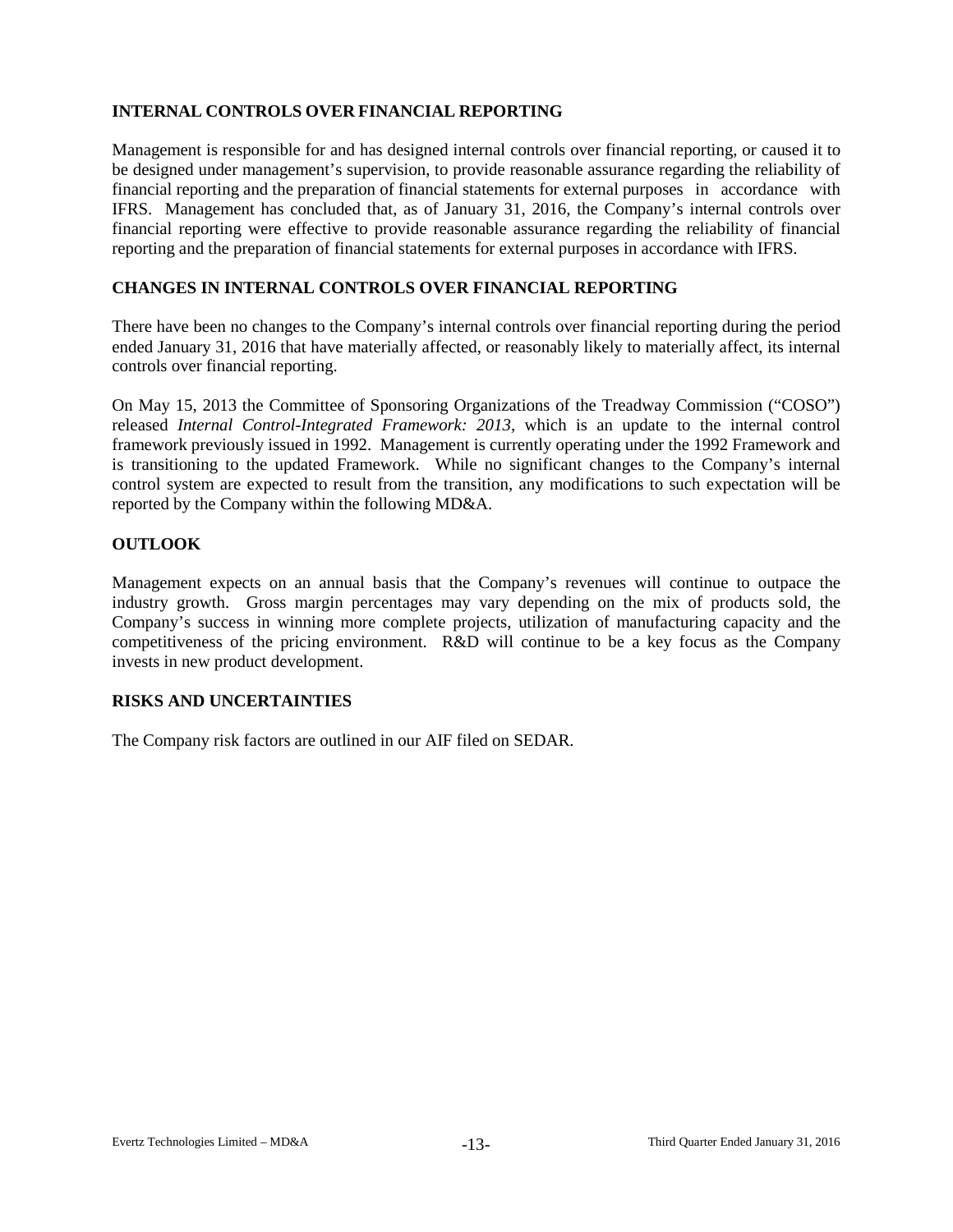## INTERNAL CONTROLS OVER FINANCIAL REPORTING

Management is responsible for and has designed internal controls over financial reporting, or caused it to be designed under management's supervision, to provide reasonable assurance regarding the reliability of financial reporting and the preparation of financial statements for external purposes in accordance with IFRS. Management has concluded that, as of January 31, 2016, the Company's internal controls over financial reporting were effective to provide reasonable assurance regarding the reliability of financial reporting and the preparation of financial statements for external purposes in accordance with IFRS.

## CHANGES IN INTERNAL CONTROLS OVER FINANCIAL REPORTING

There have been no changes to the Company's internal controls over financial reporting during the period ended January 31, 2016 that have materially affected, or reasonably likely to materially affect, its internal controls over financial reporting.

On May 15, 2013 the Committee of Sponsoring Organizations of the Treadway Commission ("COSO") released *Internal Control-Integrated Framework: 2013,* which is an update to the internal control framework previously issued in 1992. Management is currently operating under the 1992 Framework and is transitioning to the updated Framework. While no significant changes to the Company's internal control system are expected to result from the transition, any modifications to such expectation will be reported by the Company within the following MD&A.

## OUTLOOK

Management expects on an annual basis that the Company's revenues will continue to outpace the industry growth. Gross margin percentages may vary depending on the mix of products sold, the Company's success in winning more complete projects, utilization of manufacturing capacity and the competitiveness of the pricing environment. R&D will continue to be a key focus as the Company invests in new product development.

## RISKS AND UNCERTAINTIES

The Company risk factors are outlined in our AIF filed on SEDAR.